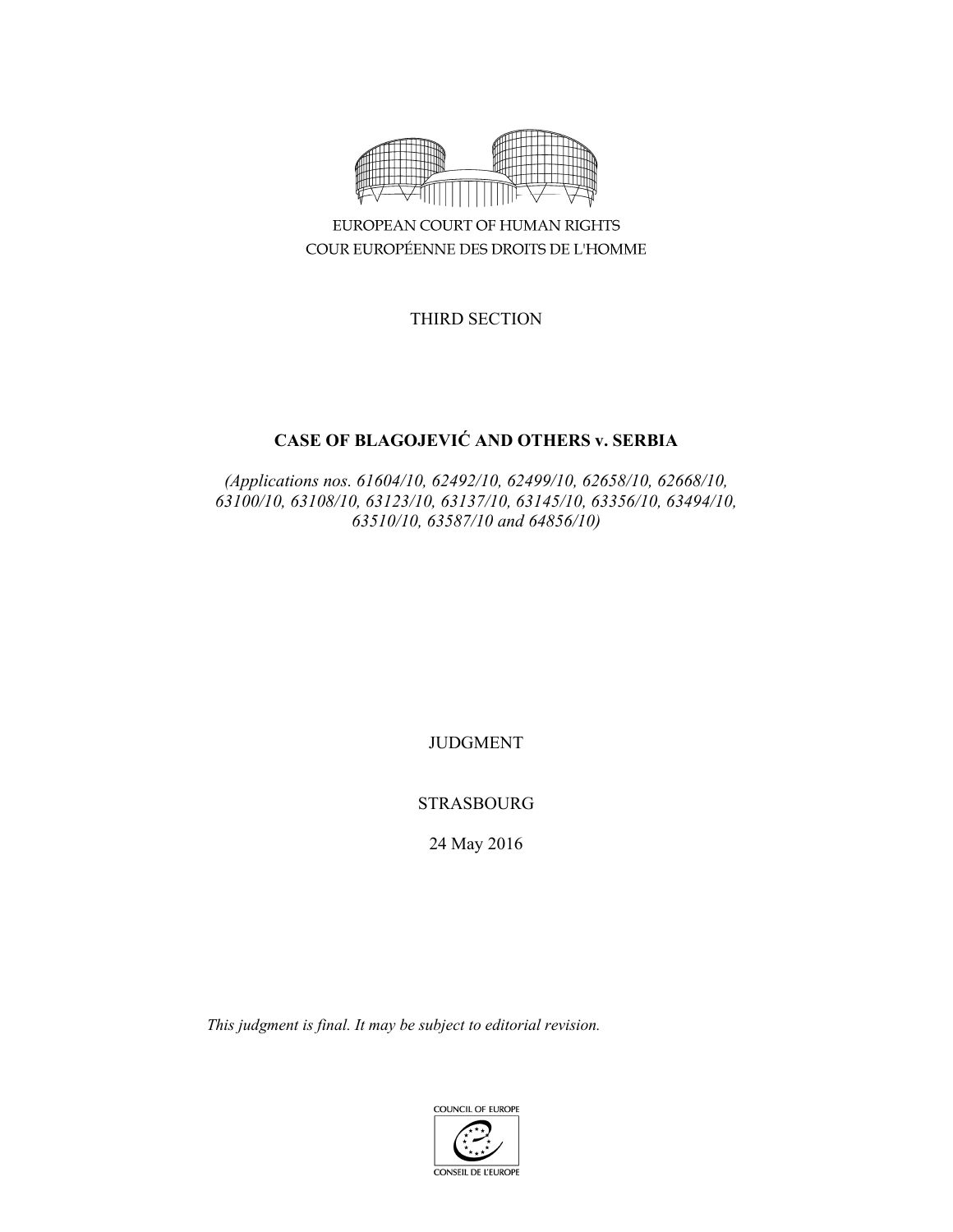EUROPEAN COURT OF HUMAN RIGHTS

COUR EUROPÉENNE DES DROITS DE L'HOMME

THIRD SECTION

# CASE OF BLAGOJEVIĆ AND OTHERS v. SERBIA

*(Applications nos. 61604/10, 62492/10, 62499/10, 62658/10, 62668/10, 63100/10, 63108/10, 63123/10, 63137/10, 63145/10, 63356/10, 63494/10, 63510/10, 63587/10 and 64856/10)*

JUDGMENT

STRASBOURG

24 May 2016

*This judgment is final. It may be subject to editorial revision.*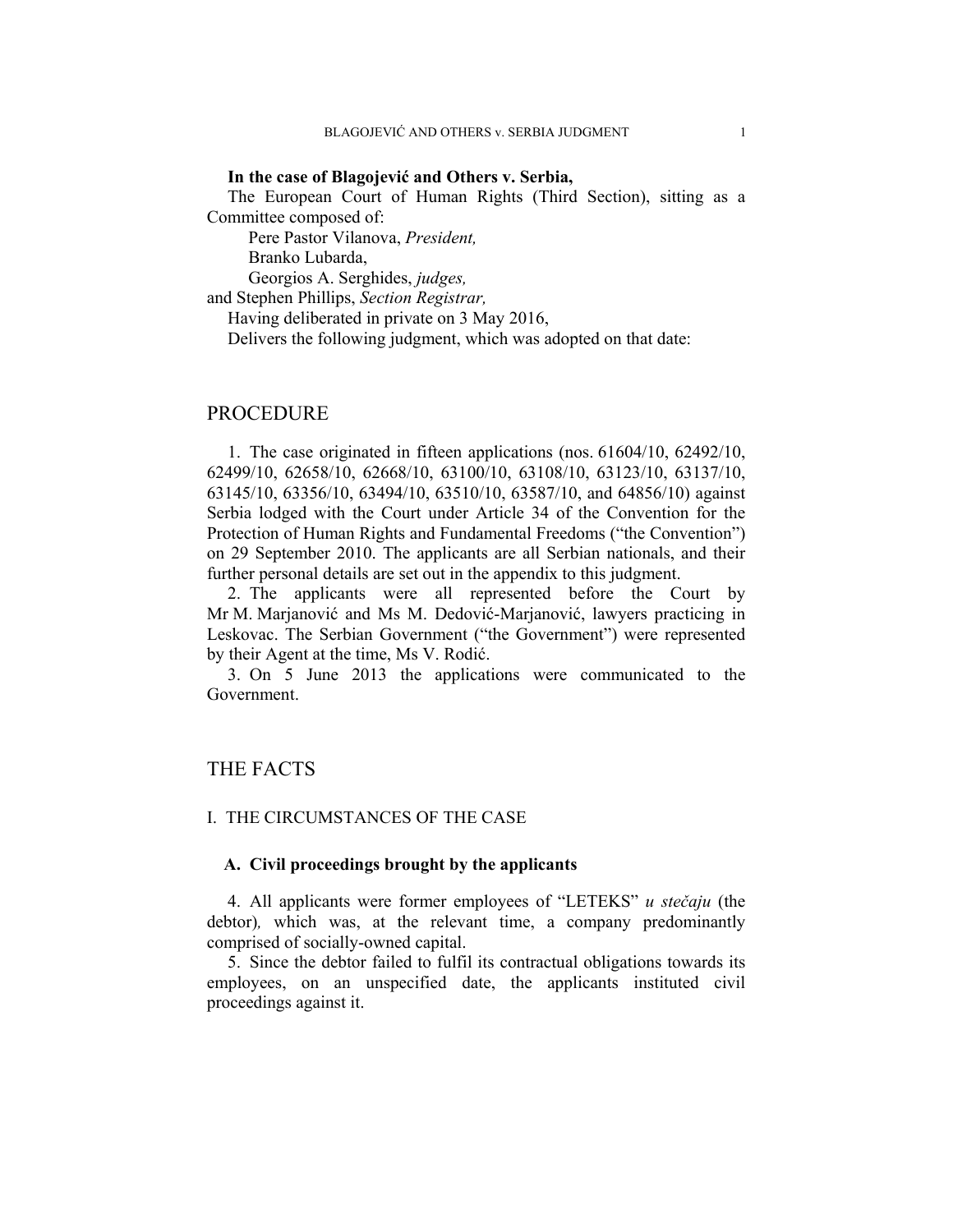**In the case of Blagojević and Others v. Serbia,**

The European Court of Human Rights (Third Section), sitting as a Committee composed of:

Pere Pastor Vilanova, *President,*
Branko Lubarda,
Georgios A. Serghides, *judges,*
and Stephen Phillips, *Section Registrar,*

Having deliberated in private on 3 May 2016,

Delivers the following judgment, which was adopted on that date:

# PROCEDURE

1. The case originated in fifteen applications (nos. 61604/10, 62492/10, 62499/10, 62658/10, 62668/10, 63100/10, 63108/10, 63123/10, 63137/10, 63145/10, 63356/10, 63494/10, 63510/10, 63587/10, and 64856/10) against Serbia lodged with the Court under Article 34 of the Convention for the Protection of Human Rights and Fundamental Freedoms ("the Convention") on 29 September 2010. The applicants are all Serbian nationals, and their further personal details are set out in the appendix to this judgment.

2. The applicants were all represented before the Court by Mr M. Marjanović and Ms M. Dedović-Marjanović, lawyers practicing in Leskovac. The Serbian Government ("the Government") were represented by their Agent at the time, Ms V. Rodić.

3. On 5 June 2013 the applications were communicated to the Government.

# THE FACTS

## I. THE CIRCUMSTANCES OF THE CASE

### A. Civil proceedings brought by the applicants

4. All applicants were former employees of "LETEKS" *u stečaju* (the debtor)*,* which was, at the relevant time, a company predominantly comprised of socially-owned capital.

5. Since the debtor failed to fulfil its contractual obligations towards its employees, on an unspecified date, the applicants instituted civil proceedings against it.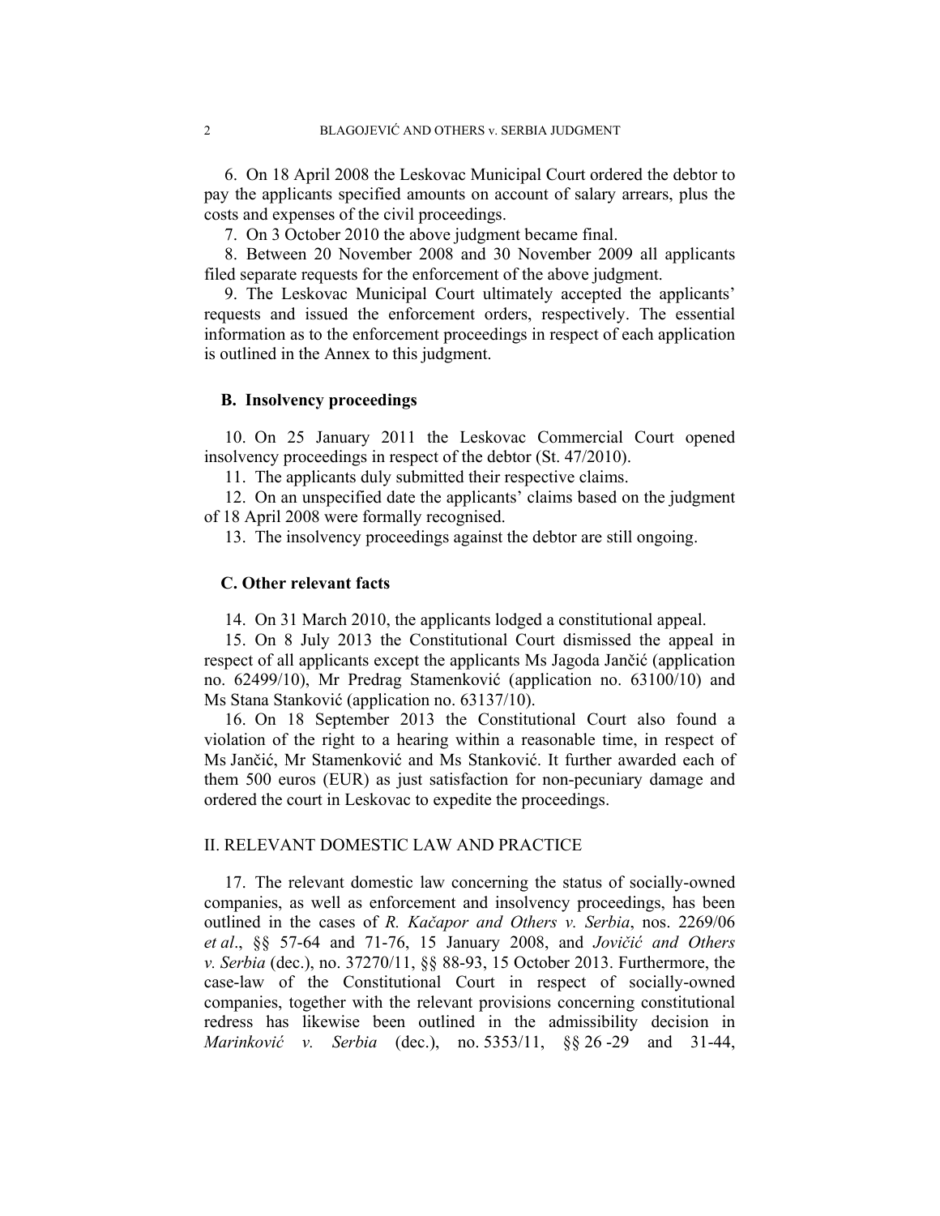6. On 18 April 2008 the Leskovac Municipal Court ordered the debtor to pay the applicants specified amounts on account of salary arrears, plus the costs and expenses of the civil proceedings.

7. On 3 October 2010 the above judgment became final.

8. Between 20 November 2008 and 30 November 2009 all applicants filed separate requests for the enforcement of the above judgment.

9. The Leskovac Municipal Court ultimately accepted the applicants' requests and issued the enforcement orders, respectively. The essential information as to the enforcement proceedings in respect of each application is outlined in the Annex to this judgment.

### B. Insolvency proceedings

10. On 25 January 2011 the Leskovac Commercial Court opened insolvency proceedings in respect of the debtor (St. 47/2010).

11. The applicants duly submitted their respective claims.

12. On an unspecified date the applicants' claims based on the judgment of 18 April 2008 were formally recognised.

13. The insolvency proceedings against the debtor are still ongoing.

### C. Other relevant facts

14. On 31 March 2010, the applicants lodged a constitutional appeal.

15. On 8 July 2013 the Constitutional Court dismissed the appeal in respect of all applicants except the applicants Ms Jagoda Jančić (application no. 62499/10), Mr Predrag Stamenković (application no. 63100/10) and Ms Stana Stanković (application no. 63137/10).

16. On 18 September 2013 the Constitutional Court also found a violation of the right to a hearing within a reasonable time, in respect of Ms Jančić, Mr Stamenković and Ms Stanković. It further awarded each of them 500 euros (EUR) as just satisfaction for non-pecuniary damage and ordered the court in Leskovac to expedite the proceedings.

## II. RELEVANT DOMESTIC LAW AND PRACTICE

17. The relevant domestic law concerning the status of socially-owned companies, as well as enforcement and insolvency proceedings, has been outlined in the cases of *R. Kačapor and Others v. Serbia*, nos. 2269/06 *et al*., §§ 57-64 and 71-76, 15 January 2008, and *Jovičić and Others v. Serbia* (dec.), no. 37270/11, §§ 88-93, 15 October 2013. Furthermore, the case-law of the Constitutional Court in respect of socially-owned companies, together with the relevant provisions concerning constitutional redress has likewise been outlined in the admissibility decision in *Marinković v. Serbia* (dec.), no. 5353/11, §§ 26 -29 and 31-44,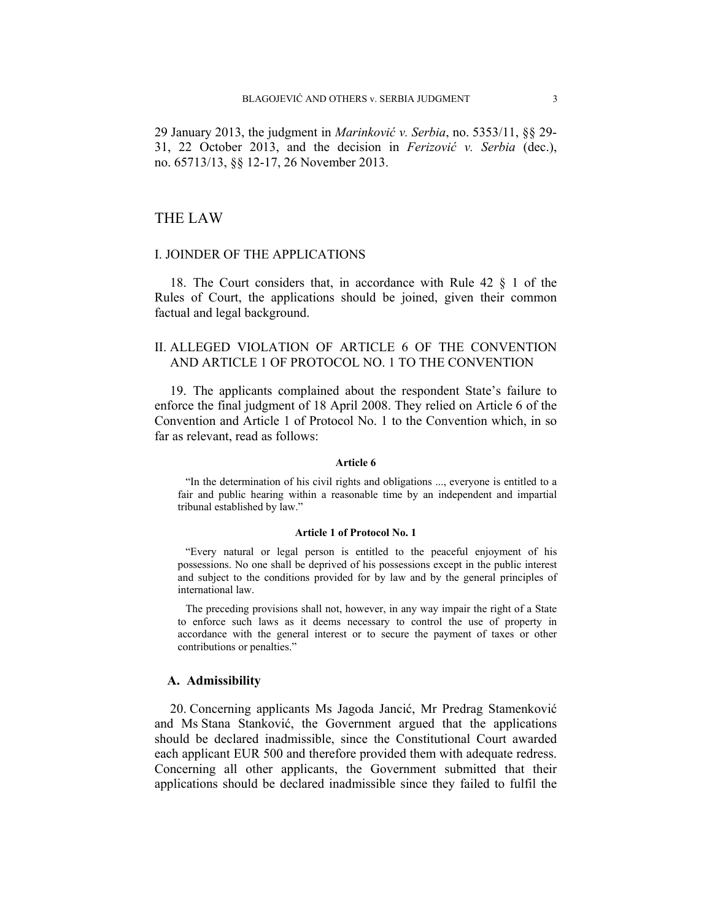29 January 2013, the judgment in *Marinković v. Serbia*, no. 5353/11, §§ 29-31, 22 October 2013, and the decision in *Ferizović v. Serbia* (dec.), no. 65713/13, §§ 12-17, 26 November 2013.

## THE LAW

### I. JOINDER OF THE APPLICATIONS

18. The Court considers that, in accordance with Rule 42 § 1 of the Rules of Court, the applications should be joined, given their common factual and legal background.

### II. ALLEGED VIOLATION OF ARTICLE 6 OF THE CONVENTION AND ARTICLE 1 OF PROTOCOL NO. 1 TO THE CONVENTION

19. The applicants complained about the respondent State's failure to enforce the final judgment of 18 April 2008. They relied on Article 6 of the Convention and Article 1 of Protocol No. 1 to the Convention which, in so far as relevant, read as follows:

**Article 6**

> "In the determination of his civil rights and obligations ..., everyone is entitled to a fair and public hearing within a reasonable time by an independent and impartial tribunal established by law."

**Article 1 of Protocol No. 1**

> "Every natural or legal person is entitled to the peaceful enjoyment of his possessions. No one shall be deprived of his possessions except in the public interest and subject to the conditions provided for by law and by the general principles of international law.
>
> The preceding provisions shall not, however, in any way impair the right of a State to enforce such laws as it deems necessary to control the use of property in accordance with the general interest or to secure the payment of taxes or other contributions or penalties."

#### A. Admissibility

20. Concerning applicants Ms Jagoda Jancić, Mr Predrag Stamenković and Ms Stana Stanković, the Government argued that the applications should be declared inadmissible, since the Constitutional Court awarded each applicant EUR 500 and therefore provided them with adequate redress. Concerning all other applicants, the Government submitted that their applications should be declared inadmissible since they failed to fulfil the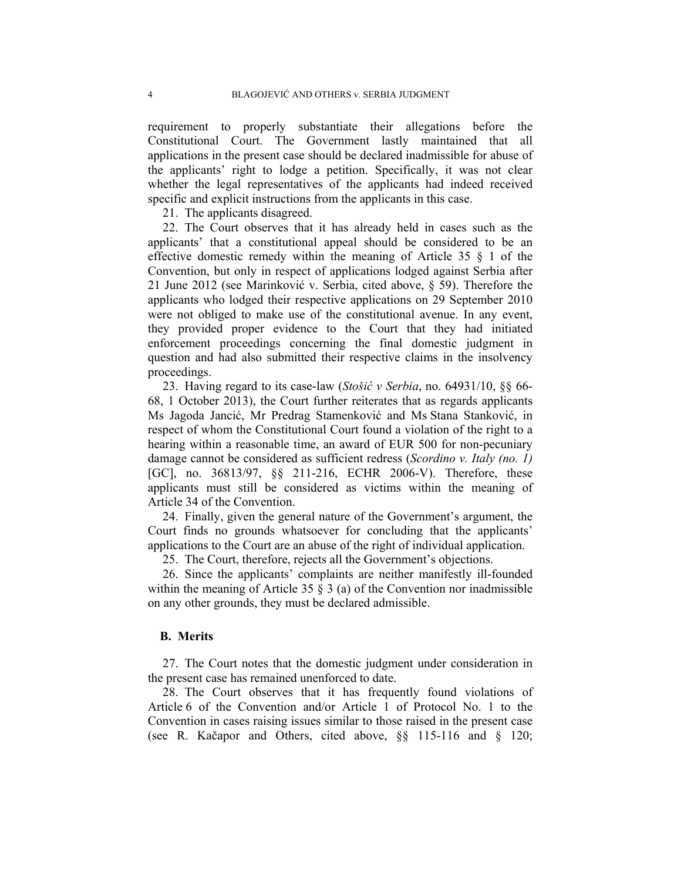requirement to properly substantiate their allegations before the Constitutional Court. The Government lastly maintained that all applications in the present case should be declared inadmissible for abuse of the applicants' right to lodge a petition. Specifically, it was not clear whether the legal representatives of the applicants had indeed received specific and explicit instructions from the applicants in this case.

21. The applicants disagreed.

22. The Court observes that it has already held in cases such as the applicants' that a constitutional appeal should be considered to be an effective domestic remedy within the meaning of Article 35 § 1 of the Convention, but only in respect of applications lodged against Serbia after 21 June 2012 (see Marinković v. Serbia, cited above, § 59). Therefore the applicants who lodged their respective applications on 29 September 2010 were not obliged to make use of the constitutional avenue. In any event, they provided proper evidence to the Court that they had initiated enforcement proceedings concerning the final domestic judgment in question and had also submitted their respective claims in the insolvency proceedings.

23. Having regard to its case-law (*Stošić v Serbia*, no. 64931/10, §§ 66-68, 1 October 2013), the Court further reiterates that as regards applicants Ms Jagoda Jancić, Mr Predrag Stamenković and Ms Stana Stanković, in respect of whom the Constitutional Court found a violation of the right to a hearing within a reasonable time, an award of EUR 500 for non-pecuniary damage cannot be considered as sufficient redress (*Scordino v. Italy (no. 1)* [GC], no. 36813/97, §§ 211-216, ECHR 2006-V). Therefore, these applicants must still be considered as victims within the meaning of Article 34 of the Convention.

24. Finally, given the general nature of the Government's argument, the Court finds no grounds whatsoever for concluding that the applicants' applications to the Court are an abuse of the right of individual application.

25. The Court, therefore, rejects all the Government's objections.

26. Since the applicants' complaints are neither manifestly ill-founded within the meaning of Article 35 § 3 (a) of the Convention nor inadmissible on any other grounds, they must be declared admissible.

## B. Merits

27. The Court notes that the domestic judgment under consideration in the present case has remained unenforced to date.

28. The Court observes that it has frequently found violations of Article 6 of the Convention and/or Article 1 of Protocol No. 1 to the Convention in cases raising issues similar to those raised in the present case (see R. Kačapor and Others, cited above, §§ 115-116 and § 120;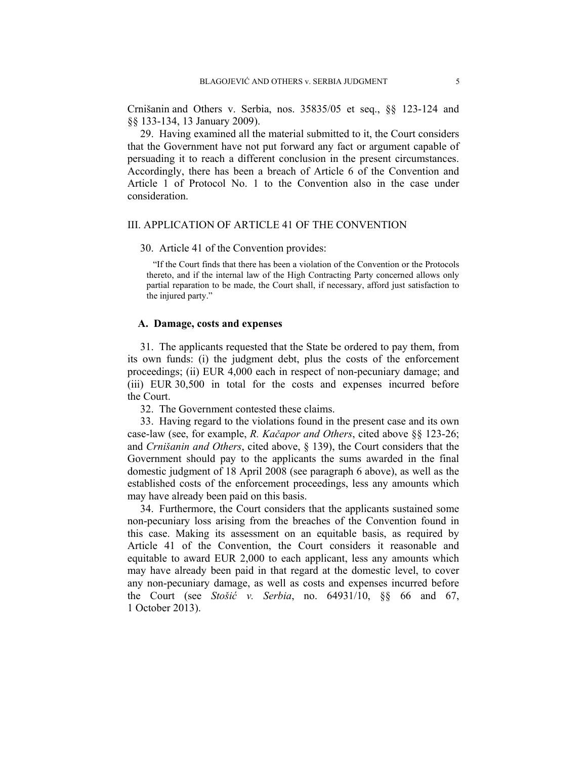Crnišanin and Others v. Serbia, nos. 35835/05 et seq., §§ 123-124 and §§ 133-134, 13 January 2009).

29. Having examined all the material submitted to it, the Court considers that the Government have not put forward any fact or argument capable of persuading it to reach a different conclusion in the present circumstances. Accordingly, there has been a breach of Article 6 of the Convention and Article 1 of Protocol No. 1 to the Convention also in the case under consideration.

## III. APPLICATION OF ARTICLE 41 OF THE CONVENTION

30. Article 41 of the Convention provides:

> "If the Court finds that there has been a violation of the Convention or the Protocols thereto, and if the internal law of the High Contracting Party concerned allows only partial reparation to be made, the Court shall, if necessary, afford just satisfaction to the injured party."

### A. Damage, costs and expenses

31. The applicants requested that the State be ordered to pay them, from its own funds: (i) the judgment debt, plus the costs of the enforcement proceedings; (ii) EUR 4,000 each in respect of non-pecuniary damage; and (iii) EUR 30,500 in total for the costs and expenses incurred before the Court.

32. The Government contested these claims.

33. Having regard to the violations found in the present case and its own case-law (see, for example, *R. Kačapor and Others*, cited above §§ 123-26; and *Crnišanin and Others*, cited above, § 139), the Court considers that the Government should pay to the applicants the sums awarded in the final domestic judgment of 18 April 2008 (see paragraph 6 above), as well as the established costs of the enforcement proceedings, less any amounts which may have already been paid on this basis.

34. Furthermore, the Court considers that the applicants sustained some non-pecuniary loss arising from the breaches of the Convention found in this case. Making its assessment on an equitable basis, as required by Article 41 of the Convention, the Court considers it reasonable and equitable to award EUR 2,000 to each applicant, less any amounts which may have already been paid in that regard at the domestic level, to cover any non-pecuniary damage, as well as costs and expenses incurred before the Court (see *Stošić v. Serbia*, no. 64931/10, §§ 66 and 67, 1 October 2013).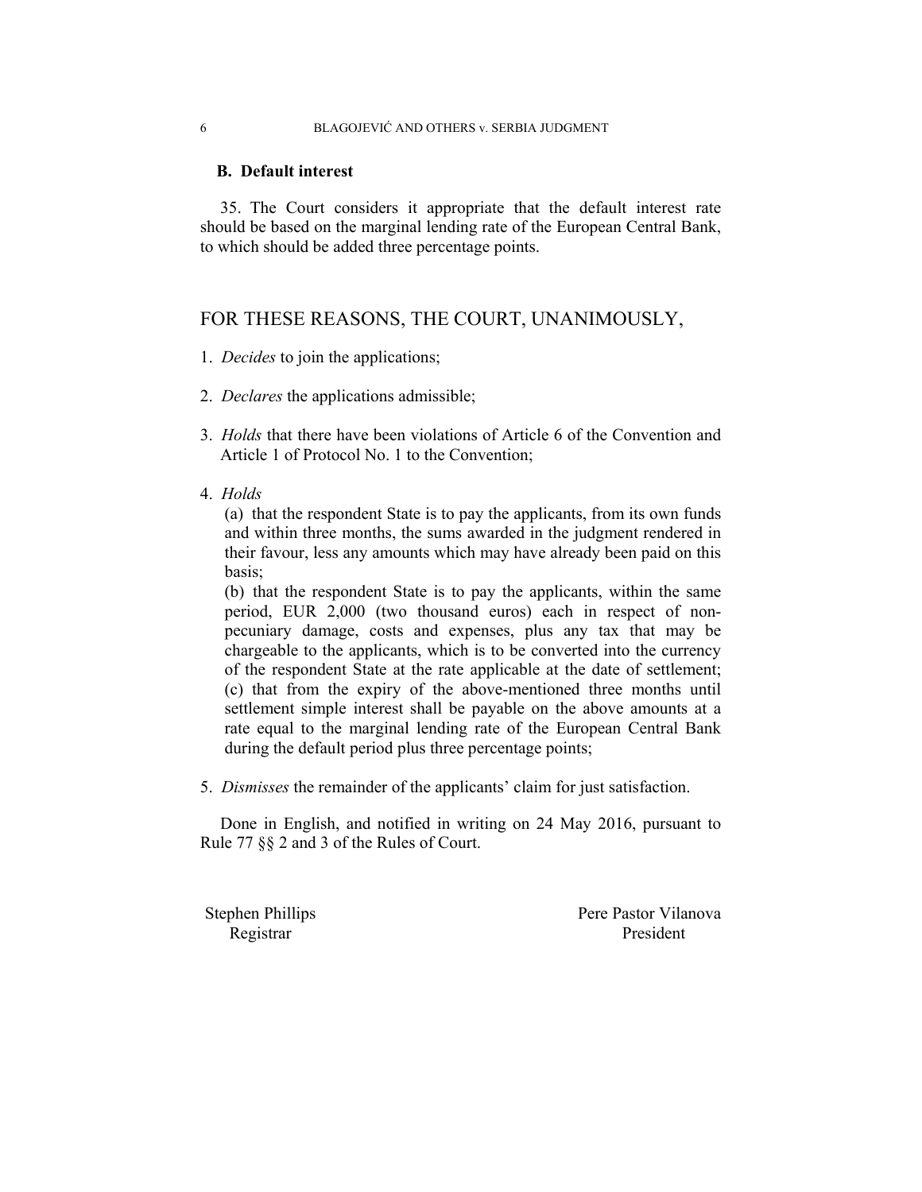### B. Default interest

35. The Court considers it appropriate that the default interest rate should be based on the marginal lending rate of the European Central Bank, to which should be added three percentage points.

## FOR THESE REASONS, THE COURT, UNANIMOUSLY,

1. *Decides* to join the applications;

2. *Declares* the applications admissible;

3. *Holds* that there have been violations of Article 6 of the Convention and Article 1 of Protocol No. 1 to the Convention;

4. *Holds*

   (a) that the respondent State is to pay the applicants, from its own funds and within three months, the sums awarded in the judgment rendered in their favour, less any amounts which may have already been paid on this basis;

   (b) that the respondent State is to pay the applicants, within the same period, EUR 2,000 (two thousand euros) each in respect of non-pecuniary damage, costs and expenses, plus any tax that may be chargeable to the applicants, which is to be converted into the currency of the respondent State at the rate applicable at the date of settlement;

   (c) that from the expiry of the above-mentioned three months until settlement simple interest shall be payable on the above amounts at a rate equal to the marginal lending rate of the European Central Bank during the default period plus three percentage points;

5. *Dismisses* the remainder of the applicants' claim for just satisfaction.

Done in English, and notified in writing on 24 May 2016, pursuant to Rule 77 §§ 2 and 3 of the Rules of Court.

Stephen Phillips
Registrar

Pere Pastor Vilanova
President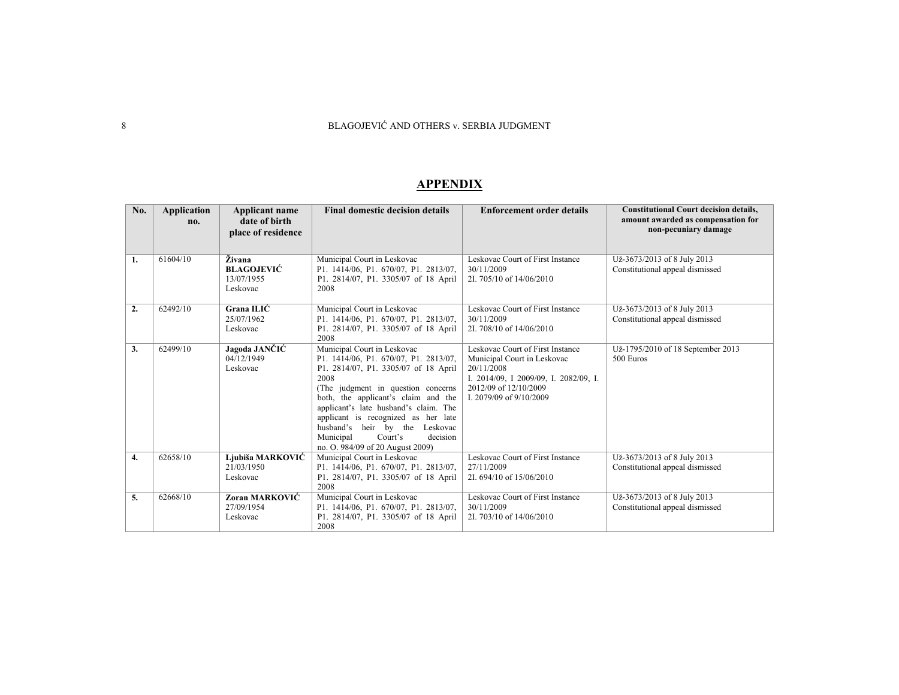## APPENDIX

| No. | Application no. | Applicant name date of birth place of residence | Final domestic decision details | Enforcement order details | Constitutional Court decision details, amount awarded as compensation for non-pecuniary damage |
|---|---|---|---|---|---|
| 1. | 61604/10 | **Živana BLAGOJEVIĆ** 13/07/1955 Leskovac | Municipal Court in Leskovac P1. 1414/06, P1. 670/07, P1. 2813/07, P1. 2814/07, P1. 3305/07 of 18 April 2008 | Leskovac Court of First Instance 30/11/2009 2I. 705/10 of 14/06/2010 | Už-3673/2013 of 8 July 2013 Constitutional appeal dismissed |
| 2. | 62492/10 | **Grana ILIĆ** 25/07/1962 Leskovac | Municipal Court in Leskovac P1. 1414/06, P1. 670/07, P1. 2813/07, P1. 2814/07, P1. 3305/07 of 18 April 2008 | Leskovac Court of First Instance 30/11/2009 2I. 708/10 of 14/06/2010 | Už-3673/2013 of 8 July 2013 Constitutional appeal dismissed |
| 3. | 62499/10 | **Jagoda JANČIĆ** 04/12/1949 Leskovac | Municipal Court in Leskovac P1. 1414/06, P1. 670/07, P1. 2813/07, P1. 2814/07, P1. 3305/07 of 18 April 2008 (The judgment in question concerns both, the applicant's claim and the applicant's late husband's claim. The applicant is recognized as her late husband's heir by the Leskovac Municipal Court's decision no. O. 984/09 of 20 August 2009) | Leskovac Court of First Instance Municipal Court in Leskovac 20/11/2008 I. 2014/09, I 2009/09, I. 2082/09, I. 2012/09 of 12/10/2009 I. 2079/09 of 9/10/2009 | Už-1795/2010 of 18 September 2013 500 Euros |
| 4. | 62658/10 | **Ljubiša MARKOVIĆ** 21/03/1950 Leskovac | Municipal Court in Leskovac P1. 1414/06, P1. 670/07, P1. 2813/07, P1. 2814/07, P1. 3305/07 of 18 April 2008 | Leskovac Court of First Instance 27/11/2009 2I. 694/10 of 15/06/2010 | Už-3673/2013 of 8 July 2013 Constitutional appeal dismissed |
| 5. | 62668/10 | **Zoran MARKOVIĆ** 27/09/1954 Leskovac | Municipal Court in Leskovac P1. 1414/06, P1. 670/07, P1. 2813/07, P1. 2814/07, P1. 3305/07 of 18 April 2008 | Leskovac Court of First Instance 30/11/2009 2I. 703/10 of 14/06/2010 | Už-3673/2013 of 8 July 2013 Constitutional appeal dismissed |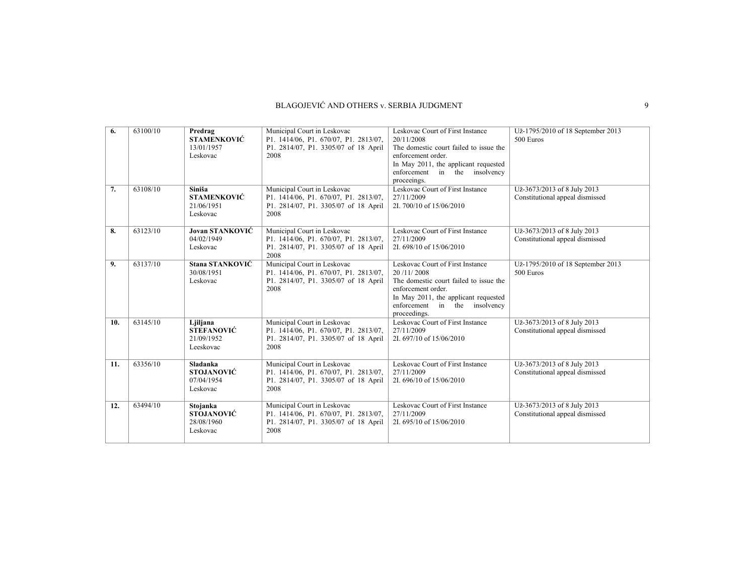| 6. | 63100/10 | **Predrag STAMENKOVIĆ** 13/01/1957 Leskovac | Municipal Court in Leskovac P1. 1414/06, P1. 670/07, P1. 2813/07, P1. 2814/07, P1. 3305/07 of 18 April 2008 | Leskovac Court of First Instance 20/11/2008 The domestic court failed to issue the enforcement order. In May 2011, the applicant requested enforcement in the insolvency proceeings. | Už-1795/2010 of 18 September 2013 500 Euros |
|---|---|---|---|---|---|
| 7. | 63108/10 | **Siniša STAMENKOVIĆ** 21/06/1951 Leskovac | Municipal Court in Leskovac P1. 1414/06, P1. 670/07, P1. 2813/07, P1. 2814/07, P1. 3305/07 of 18 April 2008 | Leskovac Court of First Instance 27/11/2009 2I. 700/10 of 15/06/2010 | Už-3673/2013 of 8 July 2013 Constitutional appeal dismissed |
| 8. | 63123/10 | **Jovan STANKOVIĆ** 04/02/1949 Leskovac | Municipal Court in Leskovac P1. 1414/06, P1. 670/07, P1. 2813/07, P1. 2814/07, P1. 3305/07 of 18 April 2008 | Leskovac Court of First Instance 27/11/2009 2I. 698/10 of 15/06/2010 | Už-3673/2013 of 8 July 2013 Constitutional appeal dismissed |
| 9. | 63137/10 | **Stana STANKOVIĆ** 30/08/1951 Leskovac | Municipal Court in Leskovac P1. 1414/06, P1. 670/07, P1. 2813/07, P1. 2814/07, P1. 3305/07 of 18 April 2008 | Leskovac Court of First Instance 20 /11/ 2008 The domestic court failed to issue the enforcement order. In May 2011, the applicant requested enforcement in the insolvency proceedings. | Už-1795/2010 of 18 September 2013 500 Euros |
| 10. | 63145/10 | **Ljiljana STEFANOVIĆ** 21/09/1952 Leeskovac | Municipal Court in Leskovac P1. 1414/06, P1. 670/07, P1. 2813/07, P1. 2814/07, P1. 3305/07 of 18 April 2008 | Leskovac Court of First Instance 27/11/2009 2I. 697/10 of 15/06/2010 | Už-3673/2013 of 8 July 2013 Constitutional appeal dismissed |
| 11. | 63356/10 | **Sladanka STOJANOVIĆ** 07/04/1954 Leskovac | Municipal Court in Leskovac P1. 1414/06, P1. 670/07, P1. 2813/07, P1. 2814/07, P1. 3305/07 of 18 April 2008 | Leskovac Court of First Instance 27/11/2009 2I. 696/10 of 15/06/2010 | Už-3673/2013 of 8 July 2013 Constitutional appeal dismissed |
| 12. | 63494/10 | **Stojanka STOJANOVIĆ** 28/08/1960 Leskovac | Municipal Court in Leskovac P1. 1414/06, P1. 670/07, P1. 2813/07, P1. 2814/07, P1. 3305/07 of 18 April 2008 | Leskovac Court of First Instance 27/11/2009 2I. 695/10 of 15/06/2010 | Už-3673/2013 of 8 July 2013 Constitutional appeal dismissed |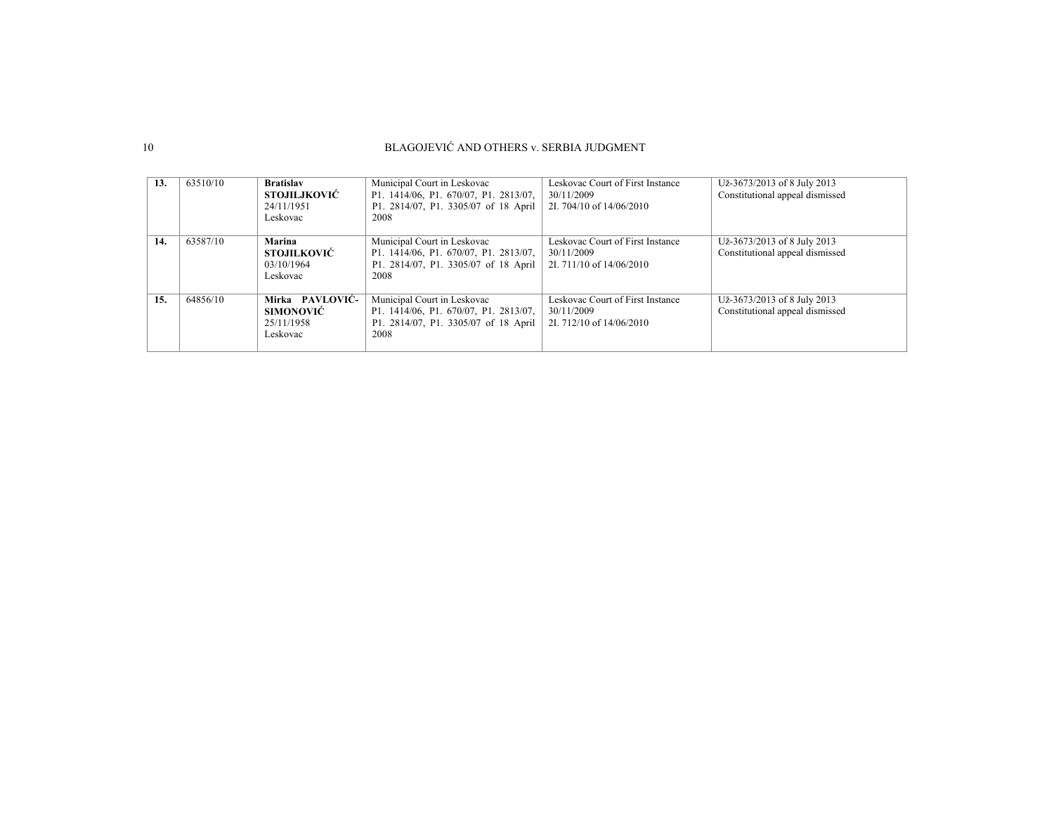| | | | | | |
|---|---|---|---|---|---|
| **13.** | 63510/10 | **Bratislav STOJILJKOVIĆ** 24/11/1951 Leskovac | Municipal Court in Leskovac P1. 1414/06, P1. 670/07, P1. 2813/07, P1. 2814/07, P1. 3305/07 of 18 April 2008 | Leskovac Court of First Instance 30/11/2009 2I. 704/10 of 14/06/2010 | Už-3673/2013 of 8 July 2013 Constitutional appeal dismissed |
| **14.** | 63587/10 | **Marina STOJILKOVIĆ** 03/10/1964 Leskovac | Municipal Court in Leskovac P1. 1414/06, P1. 670/07, P1. 2813/07, P1. 2814/07, P1. 3305/07 of 18 April 2008 | Leskovac Court of First Instance 30/11/2009 2I. 711/10 of 14/06/2010 | Už-3673/2013 of 8 July 2013 Constitutional appeal dismissed |
| **15.** | 64856/10 | **Mirka PAVLOVIĆ-SIMONOVIĆ** 25/11/1958 Leskovac | Municipal Court in Leskovac P1. 1414/06, P1. 670/07, P1. 2813/07, P1. 2814/07, P1. 3305/07 of 18 April 2008 | Leskovac Court of First Instance 30/11/2009 2I. 712/10 of 14/06/2010 | Už-3673/2013 of 8 July 2013 Constitutional appeal dismissed |